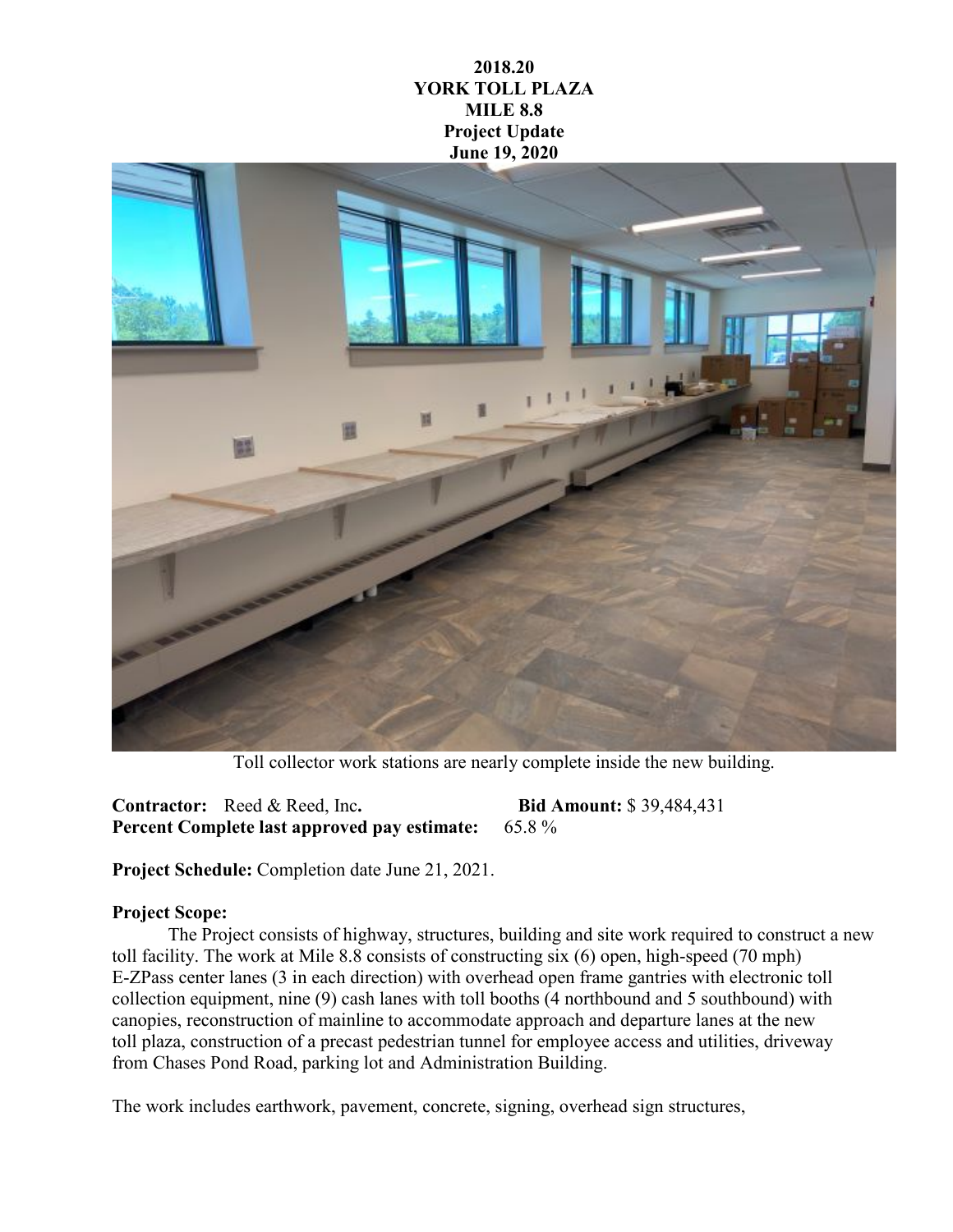**2018.20**
**YORK TOLL PLAZA**
**MILE 8.8**
**Project Update**
**June 19, 2020**

Toll collector work stations are nearly complete inside the new building.

**Contractor:** Reed & Reed, Inc. **Bid Amount:** $ 39,484,431
**Percent Complete last approved pay estimate:** 65.8 %

**Project Schedule:** Completion date June 21, 2021.

**Project Scope:**

The Project consists of highway, structures, building and site work required to construct a new toll facility. The work at Mile 8.8 consists of constructing six (6) open, high-speed (70 mph) E-ZPass center lanes (3 in each direction) with overhead open frame gantries with electronic toll collection equipment, nine (9) cash lanes with toll booths (4 northbound and 5 southbound) with canopies, reconstruction of mainline to accommodate approach and departure lanes at the new toll plaza, construction of a precast pedestrian tunnel for employee access and utilities, driveway from Chases Pond Road, parking lot and Administration Building.

The work includes earthwork, pavement, concrete, signing, overhead sign structures,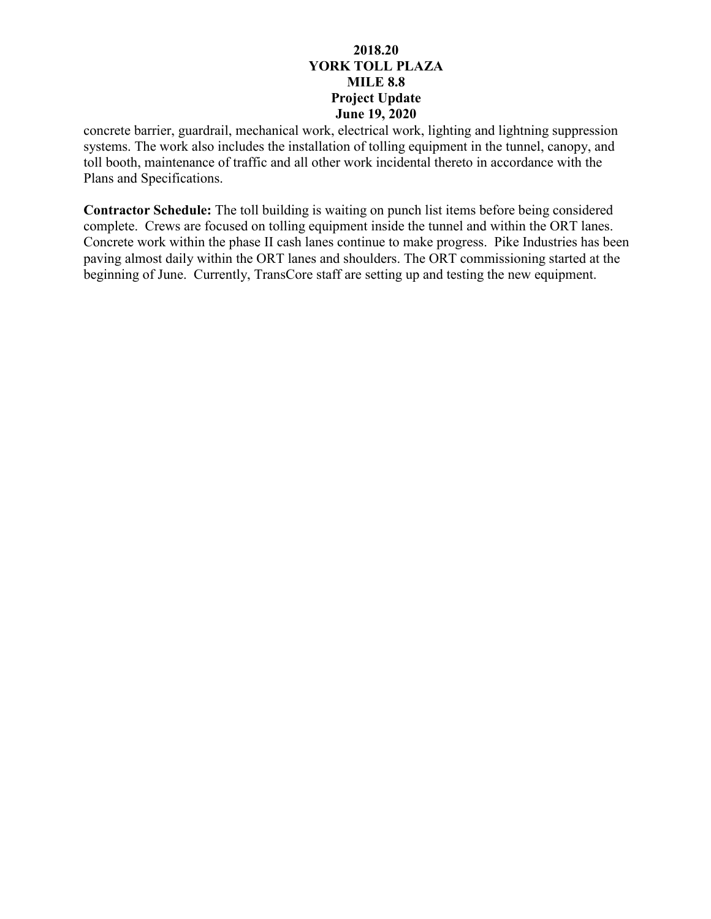concrete barrier, guardrail, mechanical work, electrical work, lighting and lightning suppression systems. The work also includes the installation of tolling equipment in the tunnel, canopy, and toll booth, maintenance of traffic and all other work incidental thereto in accordance with the Plans and Specifications.

**Contractor Schedule:** The toll building is waiting on punch list items before being considered complete. Crews are focused on tolling equipment inside the tunnel and within the ORT lanes. Concrete work within the phase II cash lanes continue to make progress. Pike Industries has been paving almost daily within the ORT lanes and shoulders. The ORT commissioning started at the beginning of June. Currently, TransCore staff are setting up and testing the new equipment.